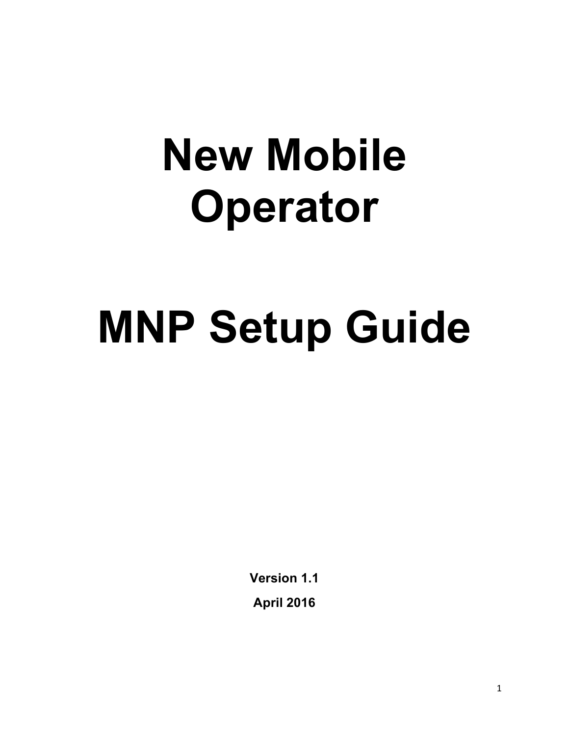# New Mobile Operator

# MNP Setup Guide

**Version 1.1**

**April 2016**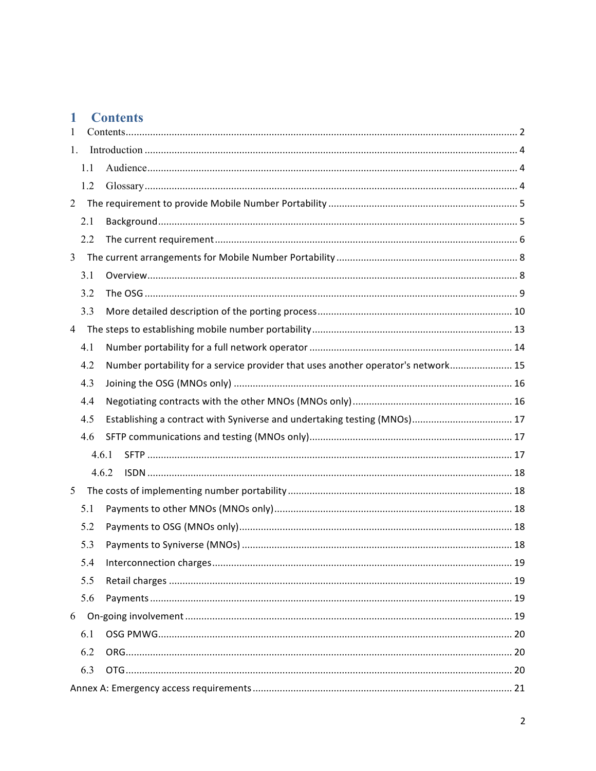# 1 Contents

1 Contents ........ 2

1. Introduction ........ 4
   - 1.1 Audience ........ 4
   - 1.2 Glossary ........ 4

2 The requirement to provide Mobile Number Portability ........ 5
   - 2.1 Background ........ 5
   - 2.2 The current requirement ........ 6

3 The current arrangements for Mobile Number Portability ........ 8
   - 3.1 Overview ........ 8
   - 3.2 The OSG ........ 9
   - 3.3 More detailed description of the porting process ........ 10

4 The steps to establishing mobile number portability ........ 13
   - 4.1 Number portability for a full network operator ........ 14
   - 4.2 Number portability for a service provider that uses another operator's network ........ 15
   - 4.3 Joining the OSG (MNOs only) ........ 16
   - 4.4 Negotiating contracts with the other MNOs (MNOs only) ........ 16
   - 4.5 Establishing a contract with Syniverse and undertaking testing (MNOs) ........ 17
   - 4.6 SFTP communications and testing (MNOs only) ........ 17
     - 4.6.1 SFTP ........ 17
     - 4.6.2 ISDN ........ 18

5 The costs of implementing number portability ........ 18
   - 5.1 Payments to other MNOs (MNOs only) ........ 18
   - 5.2 Payments to OSG (MNOs only) ........ 18
   - 5.3 Payments to Syniverse (MNOs) ........ 18
   - 5.4 Interconnection charges ........ 19
   - 5.5 Retail charges ........ 19
   - 5.6 Payments ........ 19

6 On-going involvement ........ 19
   - 6.1 OSG PMWG ........ 20
   - 6.2 ORG ........ 20
   - 6.3 OTG ........ 20

Annex A: Emergency access requirements ........ 21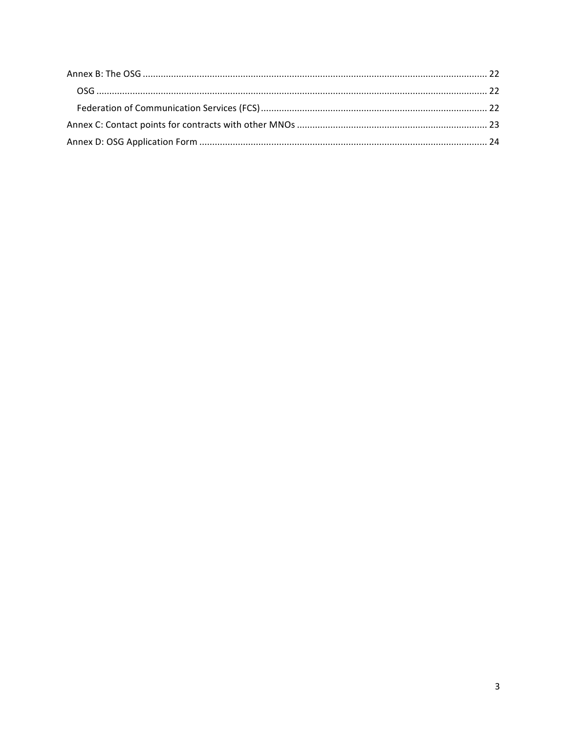Annex B: The OSG ..................................................................................................................................... 22

  OSG ....................................................................................................................................................... 22

  Federation of Communication Services (FCS) ........................................................................................ 22

Annex C: Contact points for contracts with other MNOs .......................................................................... 23

Annex D: OSG Application Form ............................................................................................................... 24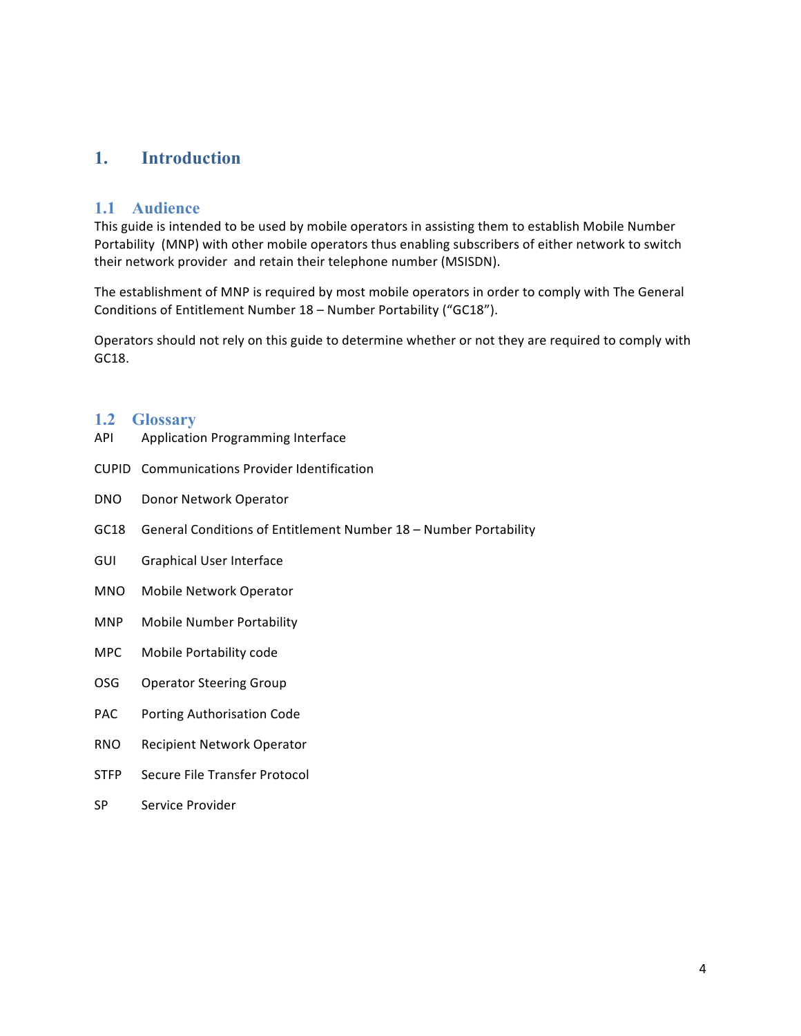# 1. Introduction

## 1.1 Audience

This guide is intended to be used by mobile operators in assisting them to establish Mobile Number Portability (MNP) with other mobile operators thus enabling subscribers of either network to switch their network provider and retain their telephone number (MSISDN).

The establishment of MNP is required by most mobile operators in order to comply with The General Conditions of Entitlement Number 18 – Number Portability ("GC18").

Operators should not rely on this guide to determine whether or not they are required to comply with GC18.

## 1.2 Glossary

| | |
|---|---|
| API | Application Programming Interface |
| CUPID | Communications Provider Identification |
| DNO | Donor Network Operator |
| GC18 | General Conditions of Entitlement Number 18 – Number Portability |
| GUI | Graphical User Interface |
| MNO | Mobile Network Operator |
| MNP | Mobile Number Portability |
| MPC | Mobile Portability code |
| OSG | Operator Steering Group |
| PAC | Porting Authorisation Code |
| RNO | Recipient Network Operator |
| STFP | Secure File Transfer Protocol |
| SP | Service Provider |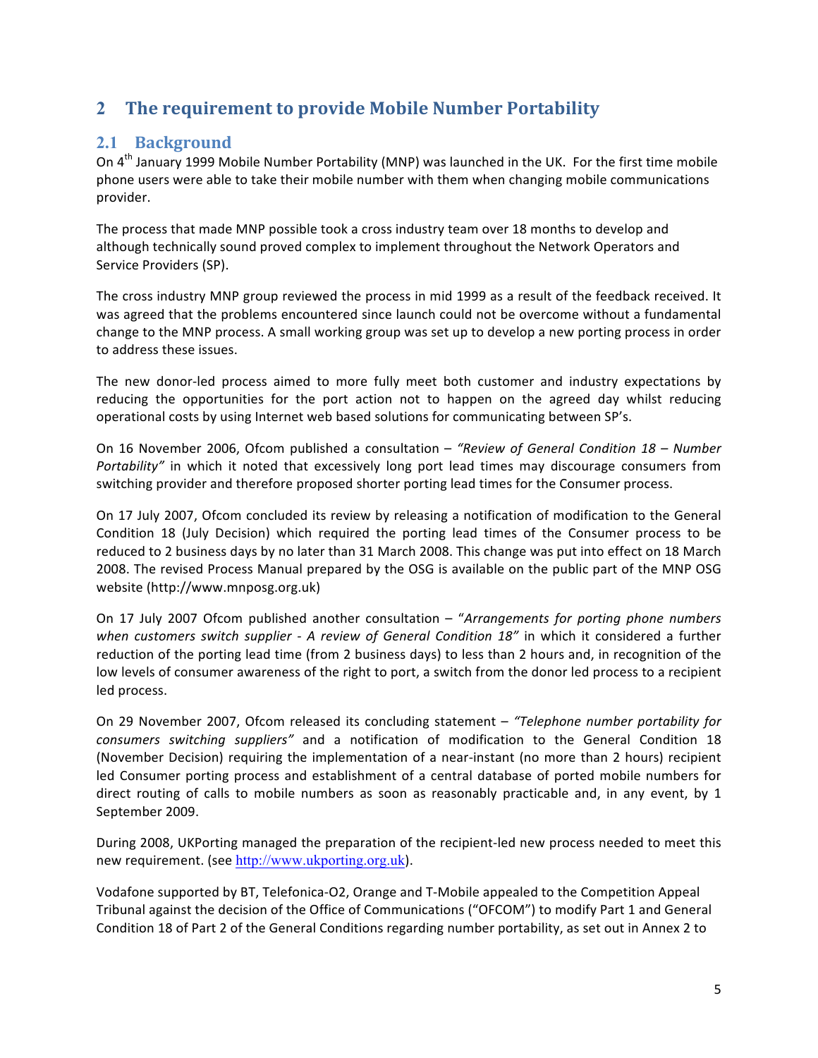## 2 The requirement to provide Mobile Number Portability

### 2.1 Background

On 4th January 1999 Mobile Number Portability (MNP) was launched in the UK. For the first time mobile phone users were able to take their mobile number with them when changing mobile communications provider.

The process that made MNP possible took a cross industry team over 18 months to develop and although technically sound proved complex to implement throughout the Network Operators and Service Providers (SP).

The cross industry MNP group reviewed the process in mid 1999 as a result of the feedback received. It was agreed that the problems encountered since launch could not be overcome without a fundamental change to the MNP process. A small working group was set up to develop a new porting process in order to address these issues.

The new donor-led process aimed to more fully meet both customer and industry expectations by reducing the opportunities for the port action not to happen on the agreed day whilst reducing operational costs by using Internet web based solutions for communicating between SP's.

On 16 November 2006, Ofcom published a consultation – *"Review of General Condition 18 – Number Portability"* in which it noted that excessively long port lead times may discourage consumers from switching provider and therefore proposed shorter porting lead times for the Consumer process.

On 17 July 2007, Ofcom concluded its review by releasing a notification of modification to the General Condition 18 (July Decision) which required the porting lead times of the Consumer process to be reduced to 2 business days by no later than 31 March 2008. This change was put into effect on 18 March 2008. The revised Process Manual prepared by the OSG is available on the public part of the MNP OSG website (http://www.mnposg.org.uk)

On 17 July 2007 Ofcom published another consultation – "*Arrangements for porting phone numbers when customers switch supplier - A review of General Condition 18"* in which it considered a further reduction of the porting lead time (from 2 business days) to less than 2 hours and, in recognition of the low levels of consumer awareness of the right to port, a switch from the donor led process to a recipient led process.

On 29 November 2007, Ofcom released its concluding statement – *"Telephone number portability for consumers switching suppliers"* and a notification of modification to the General Condition 18 (November Decision) requiring the implementation of a near-instant (no more than 2 hours) recipient led Consumer porting process and establishment of a central database of ported mobile numbers for direct routing of calls to mobile numbers as soon as reasonably practicable and, in any event, by 1 September 2009.

During 2008, UKPorting managed the preparation of the recipient-led new process needed to meet this new requirement. (see http://www.ukporting.org.uk).

Vodafone supported by BT, Telefonica-O2, Orange and T-Mobile appealed to the Competition Appeal Tribunal against the decision of the Office of Communications ("OFCOM") to modify Part 1 and General Condition 18 of Part 2 of the General Conditions regarding number portability, as set out in Annex 2 to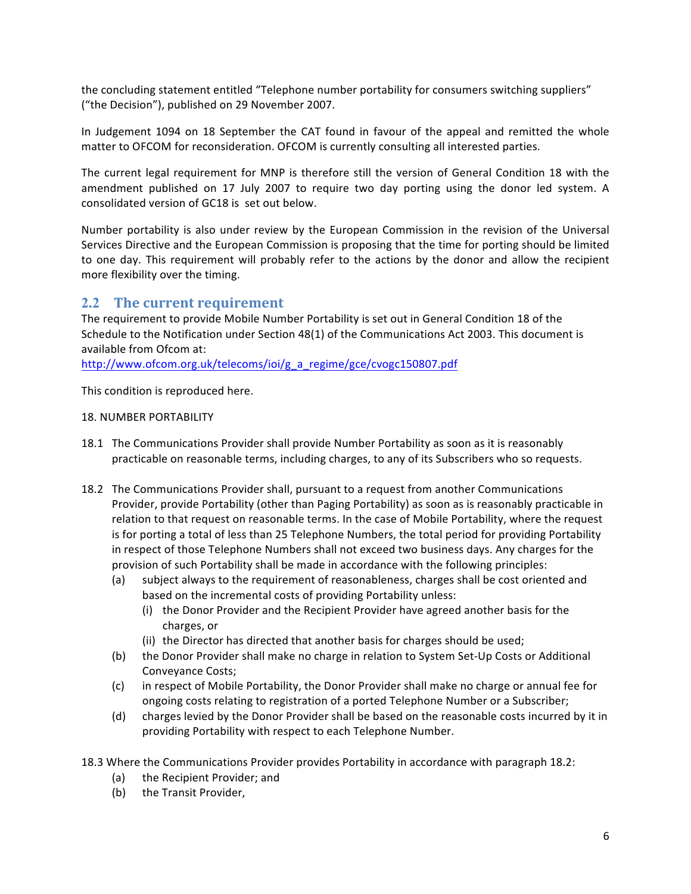the concluding statement entitled "Telephone number portability for consumers switching suppliers" ("the Decision"), published on 29 November 2007.

In Judgement 1094 on 18 September the CAT found in favour of the appeal and remitted the whole matter to OFCOM for reconsideration. OFCOM is currently consulting all interested parties.

The current legal requirement for MNP is therefore still the version of General Condition 18 with the amendment published on 17 July 2007 to require two day porting using the donor led system. A consolidated version of GC18 is set out below.

Number portability is also under review by the European Commission in the revision of the Universal Services Directive and the European Commission is proposing that the time for porting should be limited to one day. This requirement will probably refer to the actions by the donor and allow the recipient more flexibility over the timing.

## 2.2 The current requirement

The requirement to provide Mobile Number Portability is set out in General Condition 18 of the Schedule to the Notification under Section 48(1) of the Communications Act 2003. This document is available from Ofcom at:
http://www.ofcom.org.uk/telecoms/ioi/g_a_regime/gce/cvogc150807.pdf

This condition is reproduced here.

18. NUMBER PORTABILITY

18.1 The Communications Provider shall provide Number Portability as soon as it is reasonably practicable on reasonable terms, including charges, to any of its Subscribers who so requests.

18.2 The Communications Provider shall, pursuant to a request from another Communications Provider, provide Portability (other than Paging Portability) as soon as is reasonably practicable in relation to that request on reasonable terms. In the case of Mobile Portability, where the request is for porting a total of less than 25 Telephone Numbers, the total period for providing Portability in respect of those Telephone Numbers shall not exceed two business days. Any charges for the provision of such Portability shall be made in accordance with the following principles:

- (a) subject always to the requirement of reasonableness, charges shall be cost oriented and based on the incremental costs of providing Portability unless:
  - (i) the Donor Provider and the Recipient Provider have agreed another basis for the charges, or
  - (ii) the Director has directed that another basis for charges should be used;
- (b) the Donor Provider shall make no charge in relation to System Set-Up Costs or Additional Conveyance Costs;
- (c) in respect of Mobile Portability, the Donor Provider shall make no charge or annual fee for ongoing costs relating to registration of a ported Telephone Number or a Subscriber;
- (d) charges levied by the Donor Provider shall be based on the reasonable costs incurred by it in providing Portability with respect to each Telephone Number.

18.3 Where the Communications Provider provides Portability in accordance with paragraph 18.2:

- (a) the Recipient Provider; and
- (b) the Transit Provider,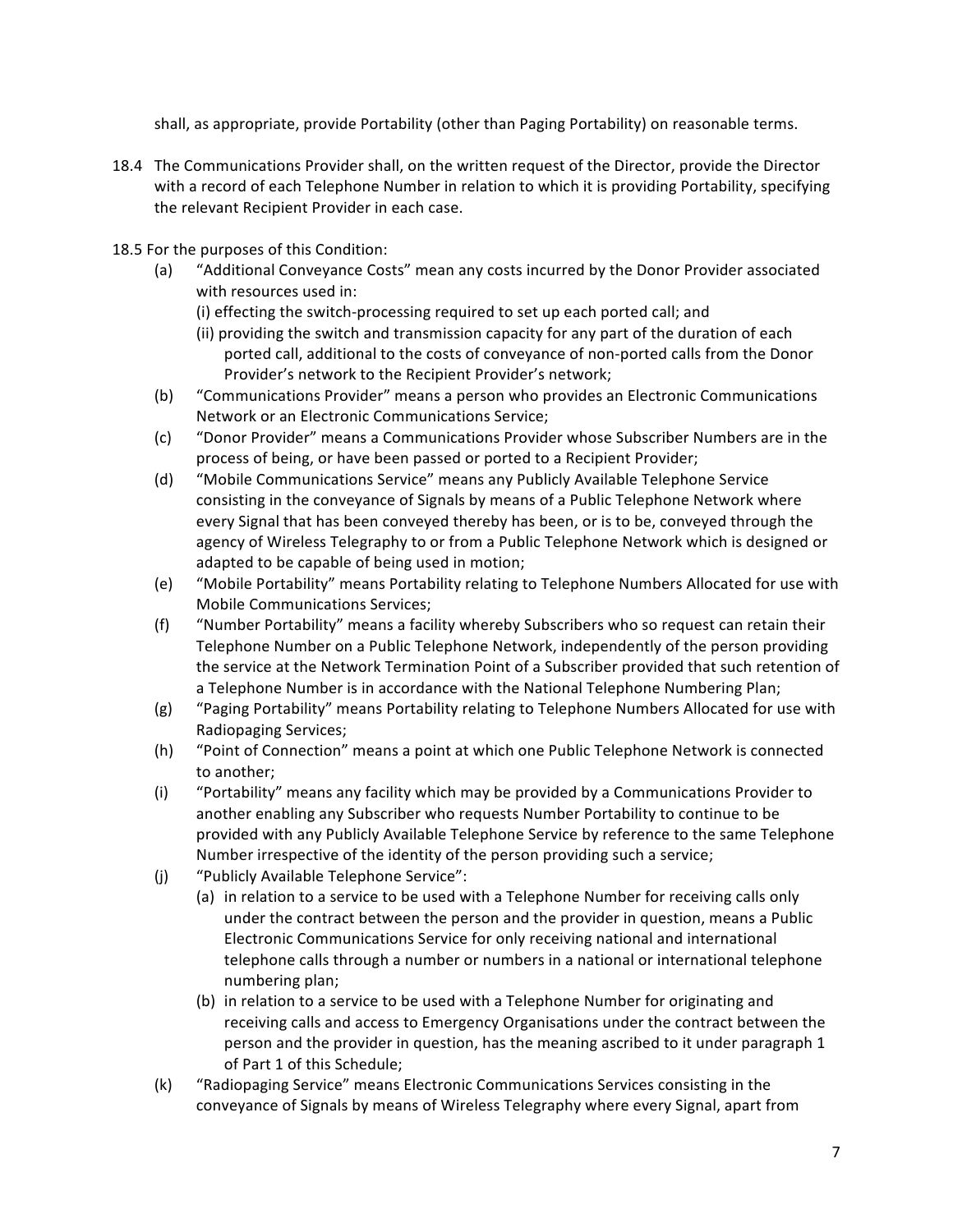shall, as appropriate, provide Portability (other than Paging Portability) on reasonable terms.

18.4 The Communications Provider shall, on the written request of the Director, provide the Director with a record of each Telephone Number in relation to which it is providing Portability, specifying the relevant Recipient Provider in each case.

18.5 For the purposes of this Condition:

(a) "Additional Conveyance Costs" mean any costs incurred by the Donor Provider associated with resources used in:

(i) effecting the switch-processing required to set up each ported call; and

(ii) providing the switch and transmission capacity for any part of the duration of each ported call, additional to the costs of conveyance of non-ported calls from the Donor Provider's network to the Recipient Provider's network;

(b) "Communications Provider" means a person who provides an Electronic Communications Network or an Electronic Communications Service;

(c) "Donor Provider" means a Communications Provider whose Subscriber Numbers are in the process of being, or have been passed or ported to a Recipient Provider;

(d) "Mobile Communications Service" means any Publicly Available Telephone Service consisting in the conveyance of Signals by means of a Public Telephone Network where every Signal that has been conveyed thereby has been, or is to be, conveyed through the agency of Wireless Telegraphy to or from a Public Telephone Network which is designed or adapted to be capable of being used in motion;

(e) "Mobile Portability" means Portability relating to Telephone Numbers Allocated for use with Mobile Communications Services;

(f) "Number Portability" means a facility whereby Subscribers who so request can retain their Telephone Number on a Public Telephone Network, independently of the person providing the service at the Network Termination Point of a Subscriber provided that such retention of a Telephone Number is in accordance with the National Telephone Numbering Plan;

(g) "Paging Portability" means Portability relating to Telephone Numbers Allocated for use with Radiopaging Services;

(h) "Point of Connection" means a point at which one Public Telephone Network is connected to another;

(i) "Portability" means any facility which may be provided by a Communications Provider to another enabling any Subscriber who requests Number Portability to continue to be provided with any Publicly Available Telephone Service by reference to the same Telephone Number irrespective of the identity of the person providing such a service;

(j) "Publicly Available Telephone Service":

(a) in relation to a service to be used with a Telephone Number for receiving calls only under the contract between the person and the provider in question, means a Public Electronic Communications Service for only receiving national and international telephone calls through a number or numbers in a national or international telephone numbering plan;

(b) in relation to a service to be used with a Telephone Number for originating and receiving calls and access to Emergency Organisations under the contract between the person and the provider in question, has the meaning ascribed to it under paragraph 1 of Part 1 of this Schedule;

(k) "Radiopaging Service" means Electronic Communications Services consisting in the conveyance of Signals by means of Wireless Telegraphy where every Signal, apart from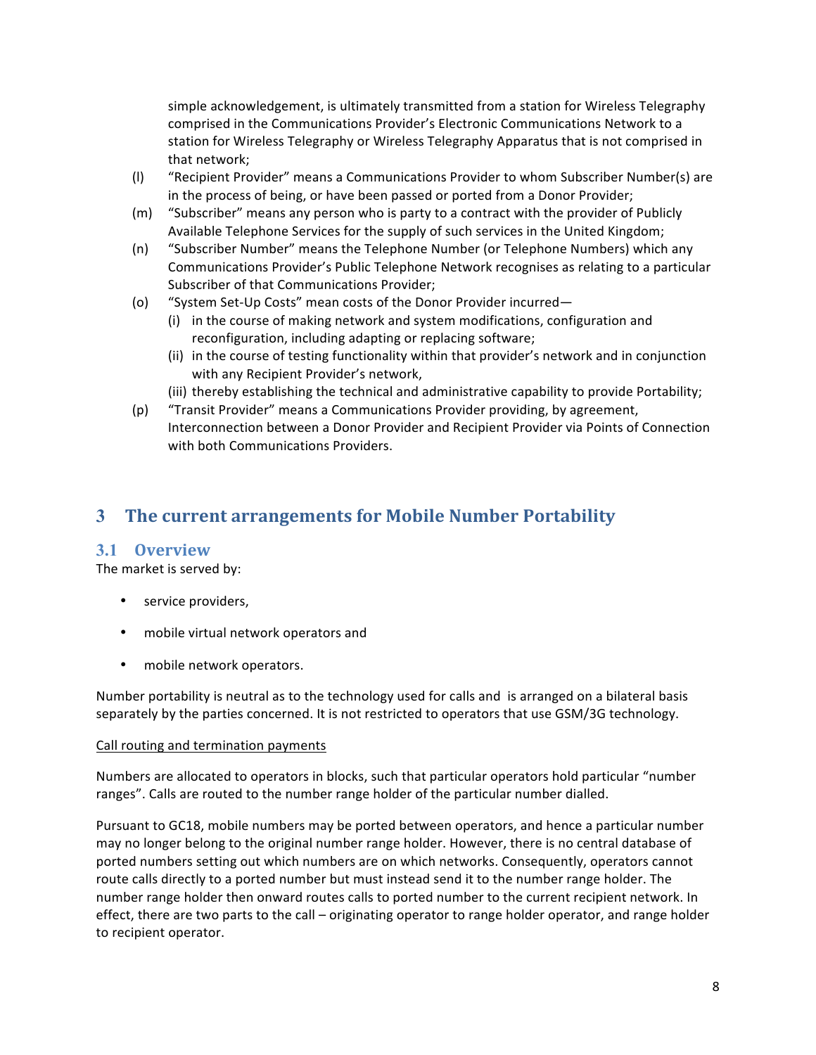simple acknowledgement, is ultimately transmitted from a station for Wireless Telegraphy comprised in the Communications Provider's Electronic Communications Network to a station for Wireless Telegraphy or Wireless Telegraphy Apparatus that is not comprised in that network;

(l) "Recipient Provider" means a Communications Provider to whom Subscriber Number(s) are in the process of being, or have been passed or ported from a Donor Provider;

(m) "Subscriber" means any person who is party to a contract with the provider of Publicly Available Telephone Services for the supply of such services in the United Kingdom;

(n) "Subscriber Number" means the Telephone Number (or Telephone Numbers) which any Communications Provider's Public Telephone Network recognises as relating to a particular Subscriber of that Communications Provider;

(o) "System Set-Up Costs" mean costs of the Donor Provider incurred—
   (i) in the course of making network and system modifications, configuration and reconfiguration, including adapting or replacing software;
   (ii) in the course of testing functionality within that provider's network and in conjunction with any Recipient Provider's network,
   (iii) thereby establishing the technical and administrative capability to provide Portability;

(p) "Transit Provider" means a Communications Provider providing, by agreement, Interconnection between a Donor Provider and Recipient Provider via Points of Connection with both Communications Providers.

# 3 The current arrangements for Mobile Number Portability

## 3.1 Overview

The market is served by:

- service providers,
- mobile virtual network operators and
- mobile network operators.

Number portability is neutral as to the technology used for calls and is arranged on a bilateral basis separately by the parties concerned. It is not restricted to operators that use GSM/3G technology.

<u>Call routing and termination payments</u>

Numbers are allocated to operators in blocks, such that particular operators hold particular "number ranges". Calls are routed to the number range holder of the particular number dialled.

Pursuant to GC18, mobile numbers may be ported between operators, and hence a particular number may no longer belong to the original number range holder. However, there is no central database of ported numbers setting out which numbers are on which networks. Consequently, operators cannot route calls directly to a ported number but must instead send it to the number range holder. The number range holder then onward routes calls to ported number to the current recipient network. In effect, there are two parts to the call – originating operator to range holder operator, and range holder to recipient operator.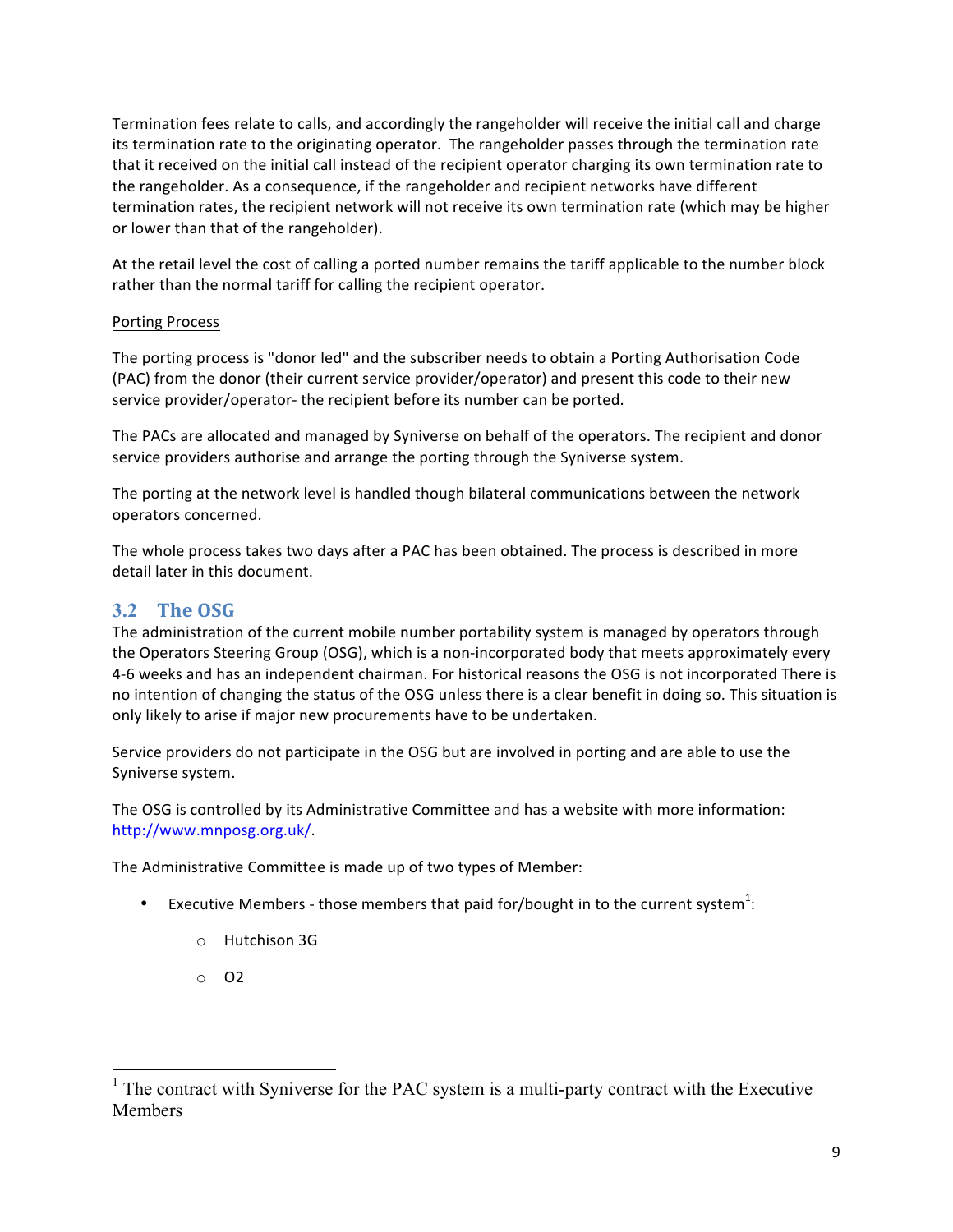Termination fees relate to calls, and accordingly the rangeholder will receive the initial call and charge its termination rate to the originating operator. The rangeholder passes through the termination rate that it received on the initial call instead of the recipient operator charging its own termination rate to the rangeholder. As a consequence, if the rangeholder and recipient networks have different termination rates, the recipient network will not receive its own termination rate (which may be higher or lower than that of the rangeholder).

At the retail level the cost of calling a ported number remains the tariff applicable to the number block rather than the normal tariff for calling the recipient operator.

Porting Process

The porting process is "donor led" and the subscriber needs to obtain a Porting Authorisation Code (PAC) from the donor (their current service provider/operator) and present this code to their new service provider/operator- the recipient before its number can be ported.

The PACs are allocated and managed by Syniverse on behalf of the operators. The recipient and donor service providers authorise and arrange the porting through the Syniverse system.

The porting at the network level is handled though bilateral communications between the network operators concerned.

The whole process takes two days after a PAC has been obtained. The process is described in more detail later in this document.

## 3.2 The OSG

The administration of the current mobile number portability system is managed by operators through the Operators Steering Group (OSG), which is a non-incorporated body that meets approximately every 4-6 weeks and has an independent chairman. For historical reasons the OSG is not incorporated There is no intention of changing the status of the OSG unless there is a clear benefit in doing so. This situation is only likely to arise if major new procurements have to be undertaken.

Service providers do not participate in the OSG but are involved in porting and are able to use the Syniverse system.

The OSG is controlled by its Administrative Committee and has a website with more information: http://www.mnposg.org.uk/.

The Administrative Committee is made up of two types of Member:

- Executive Members - those members that paid for/bought in to the current system[1]:
  - Hutchison 3G
  - O2

[1] The contract with Syniverse for the PAC system is a multi-party contract with the Executive Members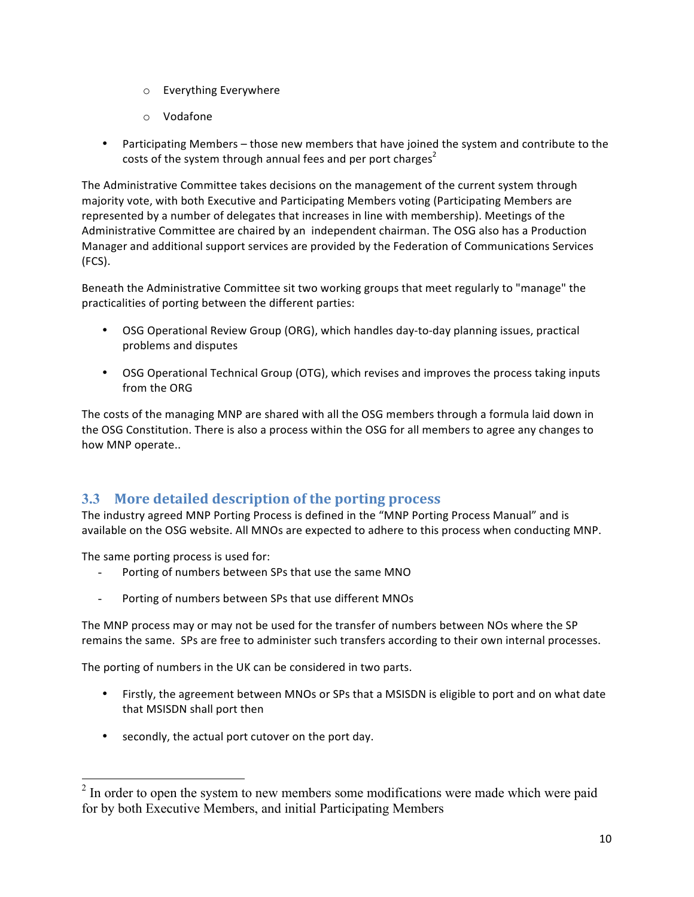- Everything Everywhere
    - Vodafone

- Participating Members – those new members that have joined the system and contribute to the costs of the system through annual fees and per port charges[2]

The Administrative Committee takes decisions on the management of the current system through majority vote, with both Executive and Participating Members voting (Participating Members are represented by a number of delegates that increases in line with membership). Meetings of the Administrative Committee are chaired by an independent chairman. The OSG also has a Production Manager and additional support services are provided by the Federation of Communications Services (FCS).

Beneath the Administrative Committee sit two working groups that meet regularly to "manage" the practicalities of porting between the different parties:

- OSG Operational Review Group (ORG), which handles day-to-day planning issues, practical problems and disputes
- OSG Operational Technical Group (OTG), which revises and improves the process taking inputs from the ORG

The costs of the managing MNP are shared with all the OSG members through a formula laid down in the OSG Constitution. There is also a process within the OSG for all members to agree any changes to how MNP operate..

## 3.3 More detailed description of the porting process

The industry agreed MNP Porting Process is defined in the "MNP Porting Process Manual" and is available on the OSG website. All MNOs are expected to adhere to this process when conducting MNP.

The same porting process is used for:

- Porting of numbers between SPs that use the same MNO
- Porting of numbers between SPs that use different MNOs

The MNP process may or may not be used for the transfer of numbers between NOs where the SP remains the same. SPs are free to administer such transfers according to their own internal processes.

The porting of numbers in the UK can be considered in two parts.

- Firstly, the agreement between MNOs or SPs that a MSISDN is eligible to port and on what date that MSISDN shall port then
- secondly, the actual port cutover on the port day.

[2] In order to open the system to new members some modifications were made which were paid for by both Executive Members, and initial Participating Members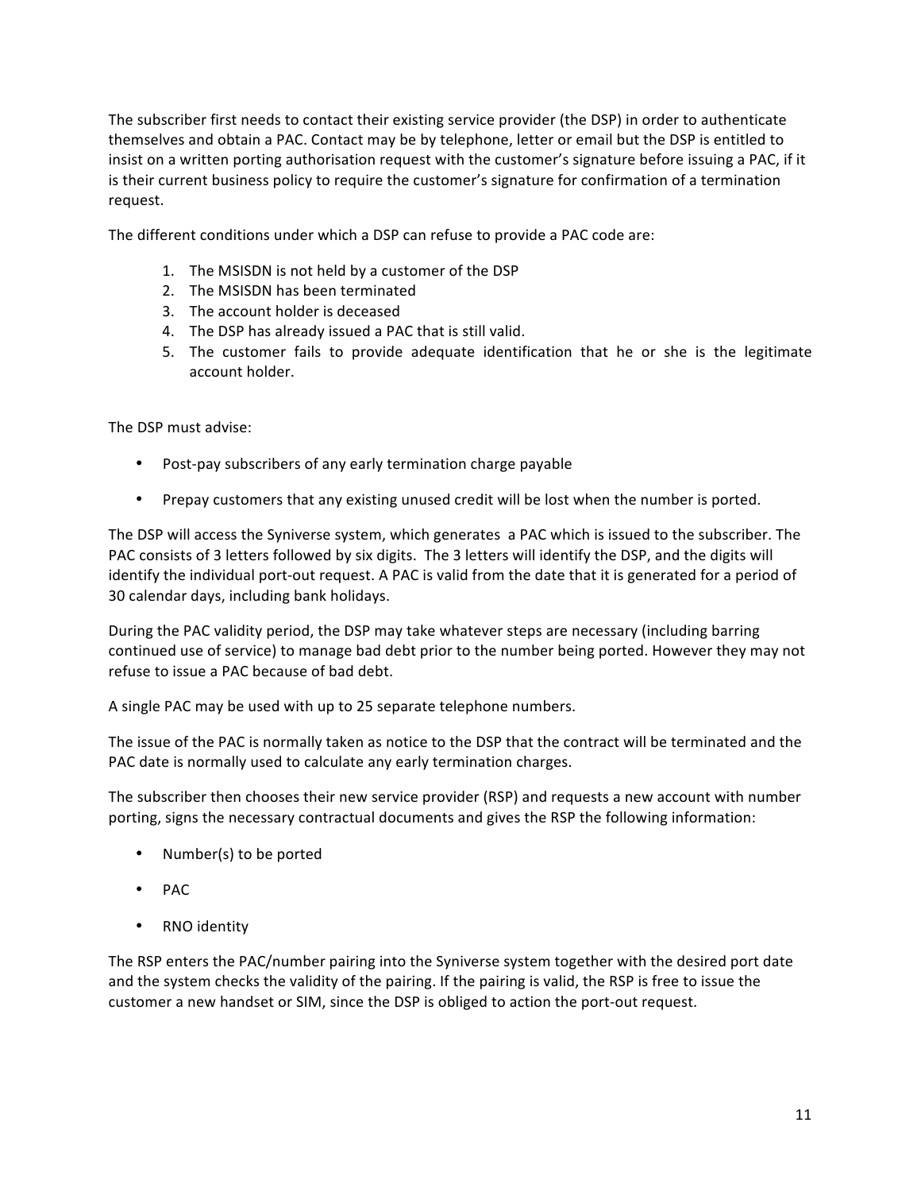The subscriber first needs to contact their existing service provider (the DSP) in order to authenticate themselves and obtain a PAC. Contact may be by telephone, letter or email but the DSP is entitled to insist on a written porting authorisation request with the customer's signature before issuing a PAC, if it is their current business policy to require the customer's signature for confirmation of a termination request.

The different conditions under which a DSP can refuse to provide a PAC code are:

1. The MSISDN is not held by a customer of the DSP
2. The MSISDN has been terminated
3. The account holder is deceased
4. The DSP has already issued a PAC that is still valid.
5. The customer fails to provide adequate identification that he or she is the legitimate account holder.

The DSP must advise:

- Post-pay subscribers of any early termination charge payable
- Prepay customers that any existing unused credit will be lost when the number is ported.

The DSP will access the Syniverse system, which generates a PAC which is issued to the subscriber. The PAC consists of 3 letters followed by six digits. The 3 letters will identify the DSP, and the digits will identify the individual port-out request. A PAC is valid from the date that it is generated for a period of 30 calendar days, including bank holidays.

During the PAC validity period, the DSP may take whatever steps are necessary (including barring continued use of service) to manage bad debt prior to the number being ported. However they may not refuse to issue a PAC because of bad debt.

A single PAC may be used with up to 25 separate telephone numbers.

The issue of the PAC is normally taken as notice to the DSP that the contract will be terminated and the PAC date is normally used to calculate any early termination charges.

The subscriber then chooses their new service provider (RSP) and requests a new account with number porting, signs the necessary contractual documents and gives the RSP the following information:

- Number(s) to be ported
- PAC
- RNO identity

The RSP enters the PAC/number pairing into the Syniverse system together with the desired port date and the system checks the validity of the pairing. If the pairing is valid, the RSP is free to issue the customer a new handset or SIM, since the DSP is obliged to action the port-out request.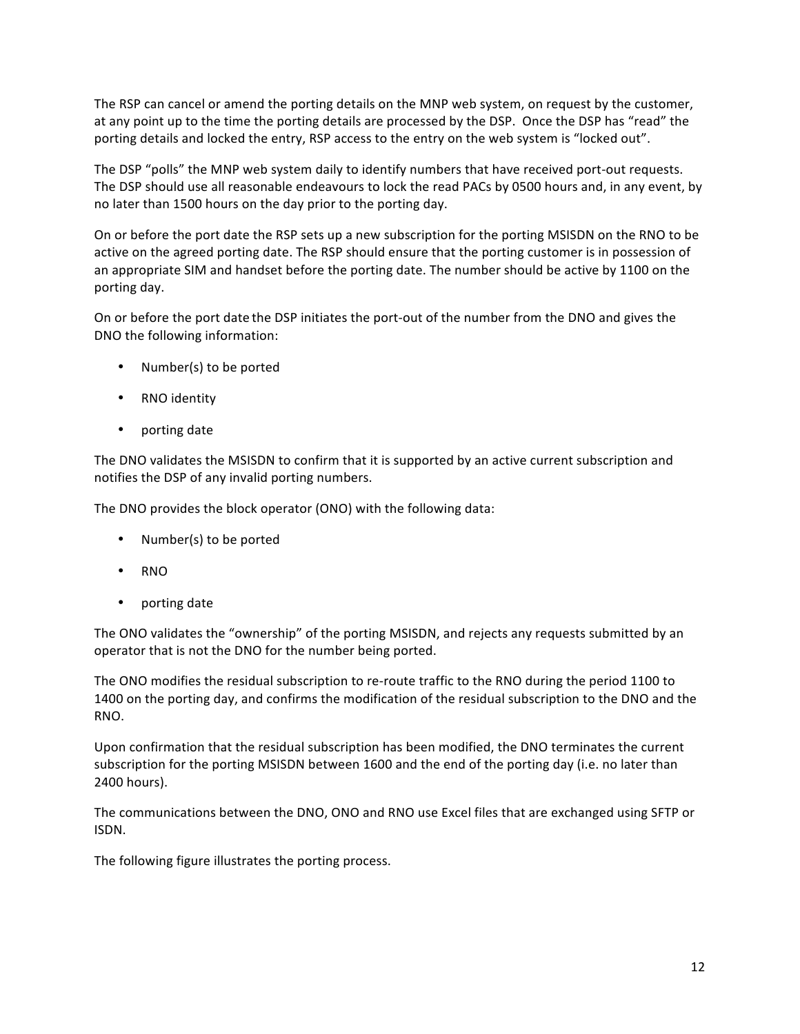The RSP can cancel or amend the porting details on the MNP web system, on request by the customer, at any point up to the time the porting details are processed by the DSP. Once the DSP has "read" the porting details and locked the entry, RSP access to the entry on the web system is "locked out".

The DSP "polls" the MNP web system daily to identify numbers that have received port-out requests. The DSP should use all reasonable endeavours to lock the read PACs by 0500 hours and, in any event, by no later than 1500 hours on the day prior to the porting day.

On or before the port date the RSP sets up a new subscription for the porting MSISDN on the RNO to be active on the agreed porting date. The RSP should ensure that the porting customer is in possession of an appropriate SIM and handset before the porting date. The number should be active by 1100 on the porting day.

On or before the port date the DSP initiates the port-out of the number from the DNO and gives the DNO the following information:

- Number(s) to be ported
- RNO identity
- porting date

The DNO validates the MSISDN to confirm that it is supported by an active current subscription and notifies the DSP of any invalid porting numbers.

The DNO provides the block operator (ONO) with the following data:

- Number(s) to be ported
- RNO
- porting date

The ONO validates the "ownership" of the porting MSISDN, and rejects any requests submitted by an operator that is not the DNO for the number being ported.

The ONO modifies the residual subscription to re-route traffic to the RNO during the period 1100 to 1400 on the porting day, and confirms the modification of the residual subscription to the DNO and the RNO.

Upon confirmation that the residual subscription has been modified, the DNO terminates the current subscription for the porting MSISDN between 1600 and the end of the porting day (i.e. no later than 2400 hours).

The communications between the DNO, ONO and RNO use Excel files that are exchanged using SFTP or ISDN.

The following figure illustrates the porting process.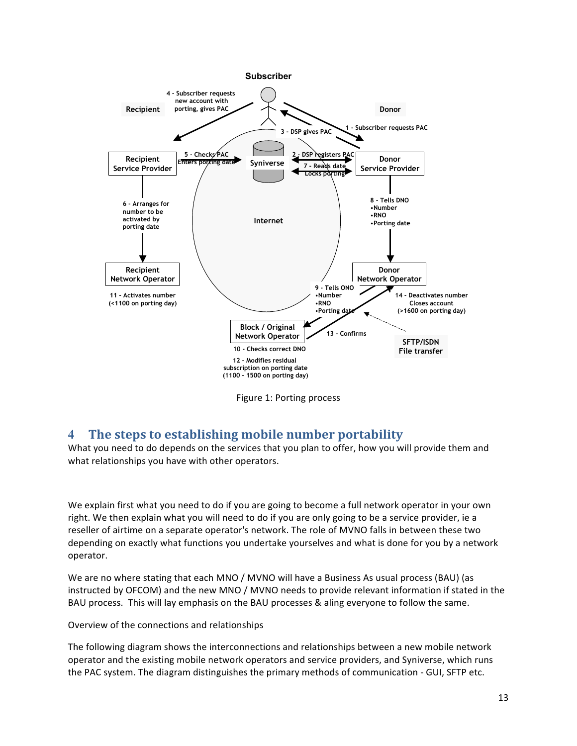Figure 1: Porting process

## 4 The steps to establishing mobile number portability

What you need to do depends on the services that you plan to offer, how you will provide them and what relationships you have with other operators.

We explain first what you need to do if you are going to become a full network operator in your own right. We then explain what you will need to do if you are only going to be a service provider, ie a reseller of airtime on a separate operator's network. The role of MVNO falls in between these two depending on exactly what functions you undertake yourselves and what is done for you by a network operator.

We are no where stating that each MNO / MVNO will have a Business As usual process (BAU) (as instructed by OFCOM) and the new MNO / MVNO needs to provide relevant information if stated in the BAU process. This will lay emphasis on the BAU processes & aling everyone to follow the same.

Overview of the connections and relationships

The following diagram shows the interconnections and relationships between a new mobile network operator and the existing mobile network operators and service providers, and Syniverse, which runs the PAC system. The diagram distinguishes the primary methods of communication - GUI, SFTP etc.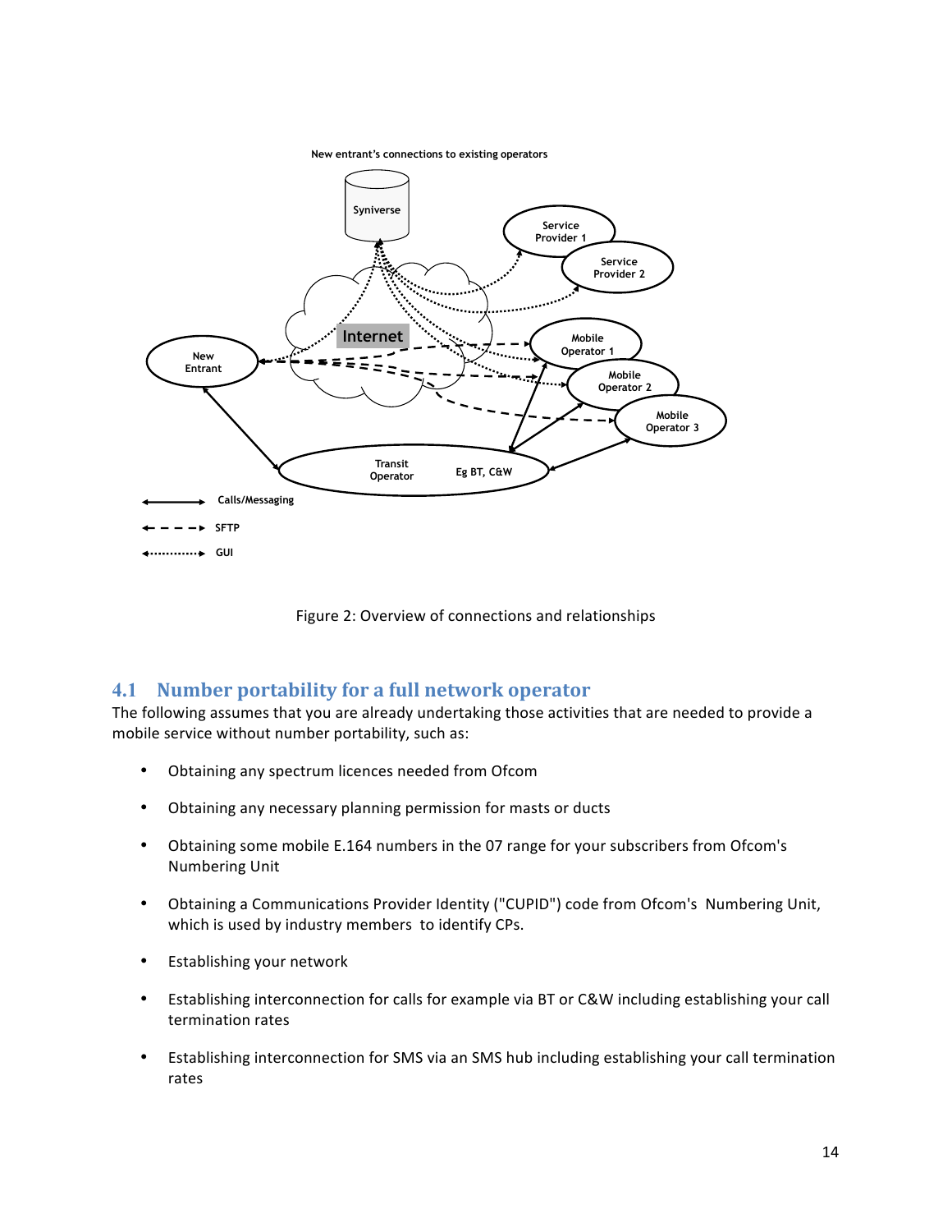Figure 2: Overview of connections and relationships

## 4.1 Number portability for a full network operator

The following assumes that you are already undertaking those activities that are needed to provide a mobile service without number portability, such as:

- Obtaining any spectrum licences needed from Ofcom
- Obtaining any necessary planning permission for masts or ducts
- Obtaining some mobile E.164 numbers in the 07 range for your subscribers from Ofcom's Numbering Unit
- Obtaining a Communications Provider Identity ("CUPID") code from Ofcom's Numbering Unit, which is used by industry members to identify CPs.
- Establishing your network
- Establishing interconnection for calls for example via BT or C&W including establishing your call termination rates
- Establishing interconnection for SMS via an SMS hub including establishing your call termination rates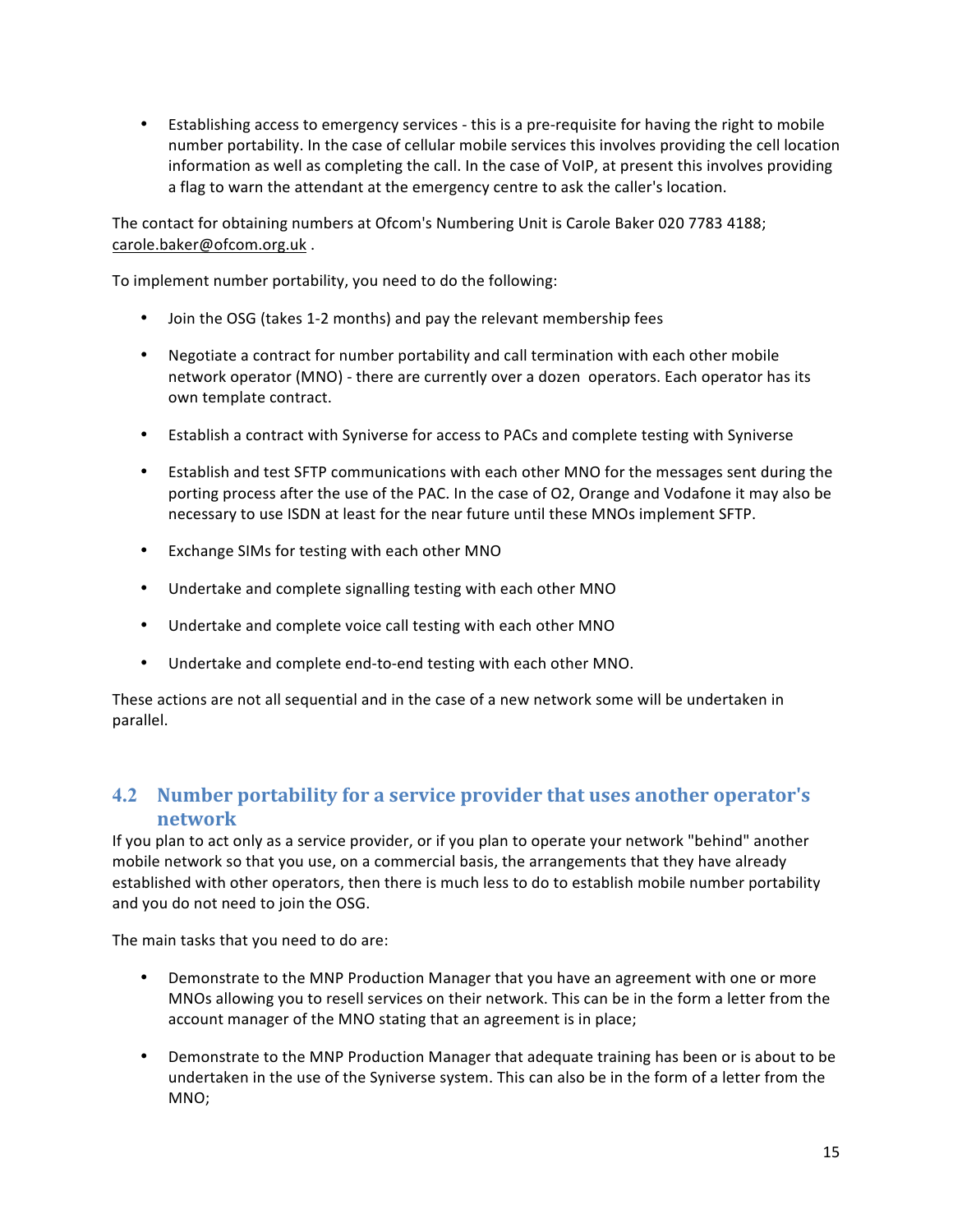- Establishing access to emergency services - this is a pre-requisite for having the right to mobile number portability. In the case of cellular mobile services this involves providing the cell location information as well as completing the call. In the case of VoIP, at present this involves providing a flag to warn the attendant at the emergency centre to ask the caller's location.

The contact for obtaining numbers at Ofcom's Numbering Unit is Carole Baker 020 7783 4188; carole.baker@ofcom.org.uk .

To implement number portability, you need to do the following:

- Join the OSG (takes 1-2 months) and pay the relevant membership fees
- Negotiate a contract for number portability and call termination with each other mobile network operator (MNO) - there are currently over a dozen operators. Each operator has its own template contract.
- Establish a contract with Syniverse for access to PACs and complete testing with Syniverse
- Establish and test SFTP communications with each other MNO for the messages sent during the porting process after the use of the PAC. In the case of O2, Orange and Vodafone it may also be necessary to use ISDN at least for the near future until these MNOs implement SFTP.
- Exchange SIMs for testing with each other MNO
- Undertake and complete signalling testing with each other MNO
- Undertake and complete voice call testing with each other MNO
- Undertake and complete end-to-end testing with each other MNO.

These actions are not all sequential and in the case of a new network some will be undertaken in parallel.

## 4.2 Number portability for a service provider that uses another operator's network

If you plan to act only as a service provider, or if you plan to operate your network "behind" another mobile network so that you use, on a commercial basis, the arrangements that they have already established with other operators, then there is much less to do to establish mobile number portability and you do not need to join the OSG.

The main tasks that you need to do are:

- Demonstrate to the MNP Production Manager that you have an agreement with one or more MNOs allowing you to resell services on their network. This can be in the form a letter from the account manager of the MNO stating that an agreement is in place;
- Demonstrate to the MNP Production Manager that adequate training has been or is about to be undertaken in the use of the Syniverse system. This can also be in the form of a letter from the MNO;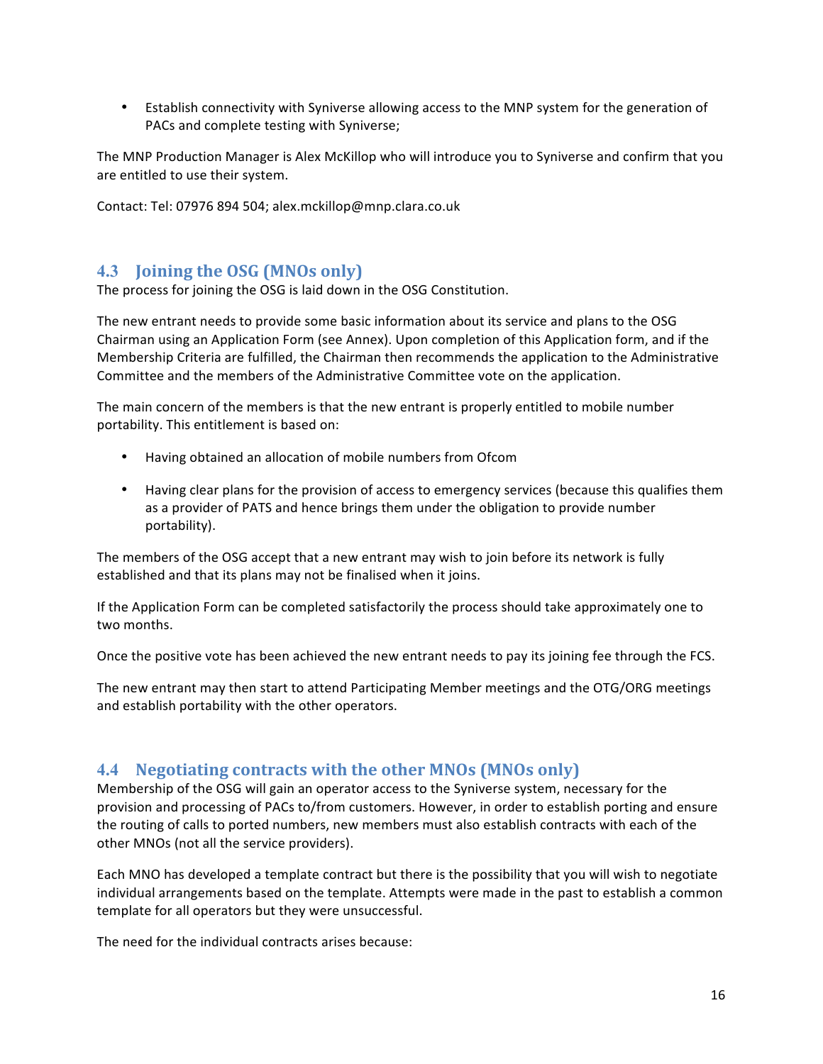- Establish connectivity with Syniverse allowing access to the MNP system for the generation of PACs and complete testing with Syniverse;

The MNP Production Manager is Alex McKillop who will introduce you to Syniverse and confirm that you are entitled to use their system.

Contact: Tel: 07976 894 504; alex.mckillop@mnp.clara.co.uk

## 4.3 Joining the OSG (MNOs only)

The process for joining the OSG is laid down in the OSG Constitution.

The new entrant needs to provide some basic information about its service and plans to the OSG Chairman using an Application Form (see Annex). Upon completion of this Application form, and if the Membership Criteria are fulfilled, the Chairman then recommends the application to the Administrative Committee and the members of the Administrative Committee vote on the application.

The main concern of the members is that the new entrant is properly entitled to mobile number portability. This entitlement is based on:

- Having obtained an allocation of mobile numbers from Ofcom
- Having clear plans for the provision of access to emergency services (because this qualifies them as a provider of PATS and hence brings them under the obligation to provide number portability).

The members of the OSG accept that a new entrant may wish to join before its network is fully established and that its plans may not be finalised when it joins.

If the Application Form can be completed satisfactorily the process should take approximately one to two months.

Once the positive vote has been achieved the new entrant needs to pay its joining fee through the FCS.

The new entrant may then start to attend Participating Member meetings and the OTG/ORG meetings and establish portability with the other operators.

## 4.4 Negotiating contracts with the other MNOs (MNOs only)

Membership of the OSG will gain an operator access to the Syniverse system, necessary for the provision and processing of PACs to/from customers. However, in order to establish porting and ensure the routing of calls to ported numbers, new members must also establish contracts with each of the other MNOs (not all the service providers).

Each MNO has developed a template contract but there is the possibility that you will wish to negotiate individual arrangements based on the template. Attempts were made in the past to establish a common template for all operators but they were unsuccessful.

The need for the individual contracts arises because: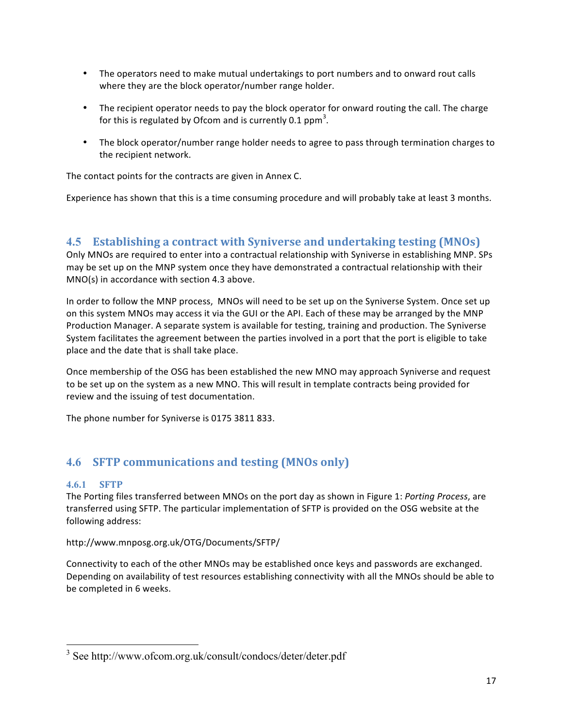- The operators need to make mutual undertakings to port numbers and to onward rout calls where they are the block operator/number range holder.
- The recipient operator needs to pay the block operator for onward routing the call. The charge for this is regulated by Ofcom and is currently 0.1 ppm[3].
- The block operator/number range holder needs to agree to pass through termination charges to the recipient network.

The contact points for the contracts are given in Annex C.

Experience has shown that this is a time consuming procedure and will probably take at least 3 months.

## 4.5 Establishing a contract with Syniverse and undertaking testing (MNOs)

Only MNOs are required to enter into a contractual relationship with Syniverse in establishing MNP. SPs may be set up on the MNP system once they have demonstrated a contractual relationship with their MNO(s) in accordance with section 4.3 above.

In order to follow the MNP process, MNOs will need to be set up on the Syniverse System. Once set up on this system MNOs may access it via the GUI or the API. Each of these may be arranged by the MNP Production Manager. A separate system is available for testing, training and production. The Syniverse System facilitates the agreement between the parties involved in a port that the port is eligible to take place and the date that is shall take place.

Once membership of the OSG has been established the new MNO may approach Syniverse and request to be set up on the system as a new MNO. This will result in template contracts being provided for review and the issuing of test documentation.

The phone number for Syniverse is 0175 3811 833.

## 4.6 SFTP communications and testing (MNOs only)

### 4.6.1 SFTP

The Porting files transferred between MNOs on the port day as shown in Figure 1: *Porting Process*, are transferred using SFTP. The particular implementation of SFTP is provided on the OSG website at the following address:

http://www.mnposg.org.uk/OTG/Documents/SFTP/

Connectivity to each of the other MNOs may be established once keys and passwords are exchanged. Depending on availability of test resources establishing connectivity with all the MNOs should be able to be completed in 6 weeks.

[3] See http://www.ofcom.org.uk/consult/condocs/deter/deter.pdf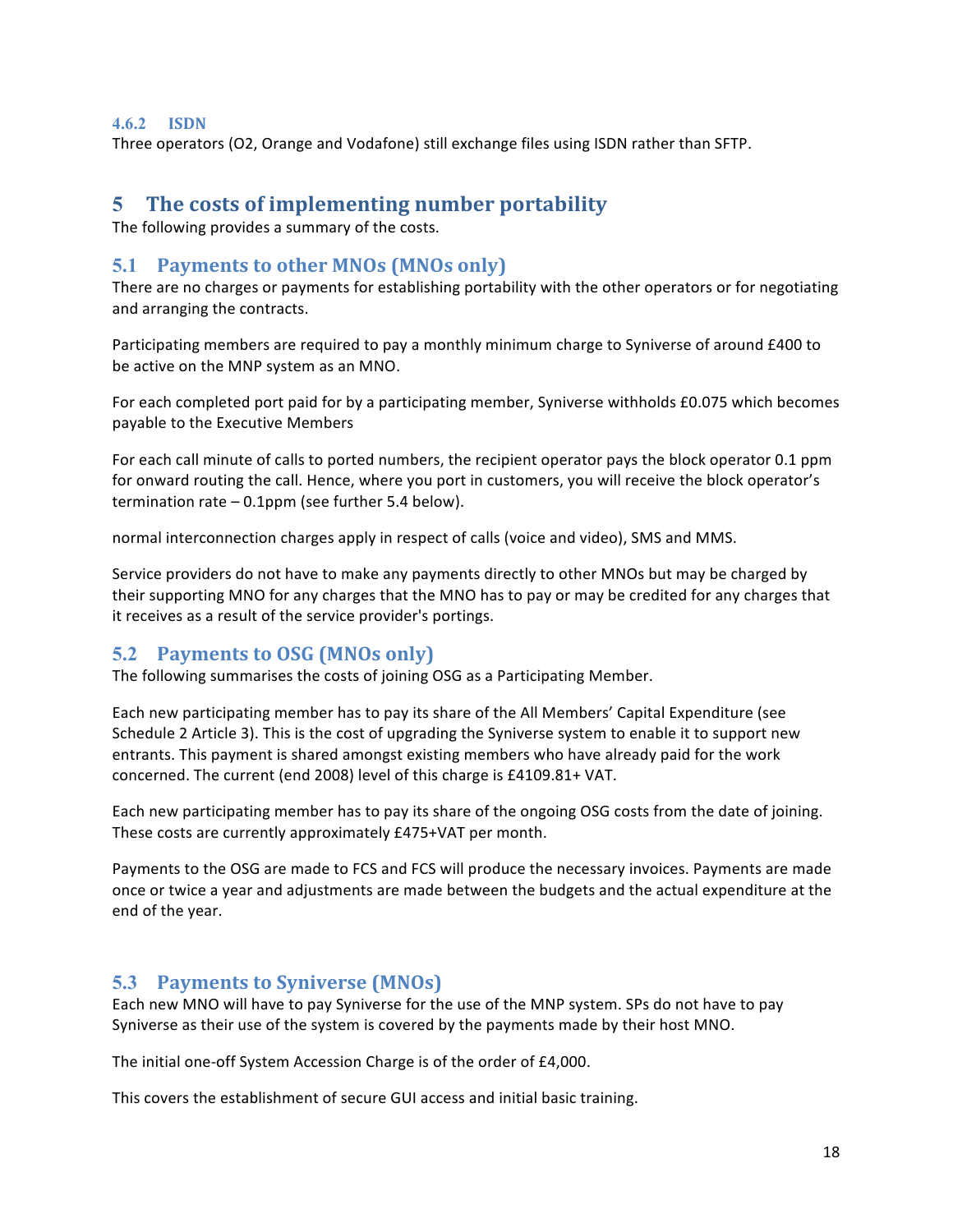#### 4.6.2 ISDN

Three operators (O2, Orange and Vodafone) still exchange files using ISDN rather than SFTP.

# 5 The costs of implementing number portability

The following provides a summary of the costs.

## 5.1 Payments to other MNOs (MNOs only)

There are no charges or payments for establishing portability with the other operators or for negotiating and arranging the contracts.

Participating members are required to pay a monthly minimum charge to Syniverse of around £400 to be active on the MNP system as an MNO.

For each completed port paid for by a participating member, Syniverse withholds £0.075 which becomes payable to the Executive Members

For each call minute of calls to ported numbers, the recipient operator pays the block operator 0.1 ppm for onward routing the call. Hence, where you port in customers, you will receive the block operator's termination rate – 0.1ppm (see further 5.4 below).

normal interconnection charges apply in respect of calls (voice and video), SMS and MMS.

Service providers do not have to make any payments directly to other MNOs but may be charged by their supporting MNO for any charges that the MNO has to pay or may be credited for any charges that it receives as a result of the service provider's portings.

## 5.2 Payments to OSG (MNOs only)

The following summarises the costs of joining OSG as a Participating Member.

Each new participating member has to pay its share of the All Members' Capital Expenditure (see Schedule 2 Article 3). This is the cost of upgrading the Syniverse system to enable it to support new entrants. This payment is shared amongst existing members who have already paid for the work concerned. The current (end 2008) level of this charge is £4109.81+ VAT.

Each new participating member has to pay its share of the ongoing OSG costs from the date of joining. These costs are currently approximately £475+VAT per month.

Payments to the OSG are made to FCS and FCS will produce the necessary invoices. Payments are made once or twice a year and adjustments are made between the budgets and the actual expenditure at the end of the year.

## 5.3 Payments to Syniverse (MNOs)

Each new MNO will have to pay Syniverse for the use of the MNP system. SPs do not have to pay Syniverse as their use of the system is covered by the payments made by their host MNO.

The initial one-off System Accession Charge is of the order of £4,000.

This covers the establishment of secure GUI access and initial basic training.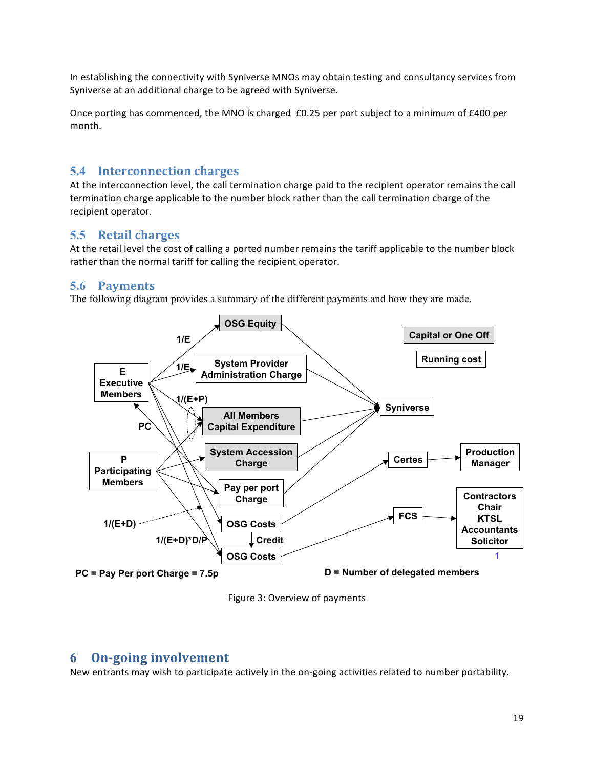In establishing the connectivity with Syniverse MNOs may obtain testing and consultancy services from Syniverse at an additional charge to be agreed with Syniverse.

Once porting has commenced, the MNO is charged £0.25 per port subject to a minimum of £400 per month.

## 5.4 Interconnection charges

At the interconnection level, the call termination charge paid to the recipient operator remains the call termination charge applicable to the number block rather than the call termination charge of the recipient operator.

## 5.5 Retail charges

At the retail level the cost of calling a ported number remains the tariff applicable to the number block rather than the normal tariff for calling the recipient operator.

## 5.6 Payments

The following diagram provides a summary of the different payments and how they are made.

Figure 3: Overview of payments

# 6 On-going involvement

New entrants may wish to participate actively in the on-going activities related to number portability.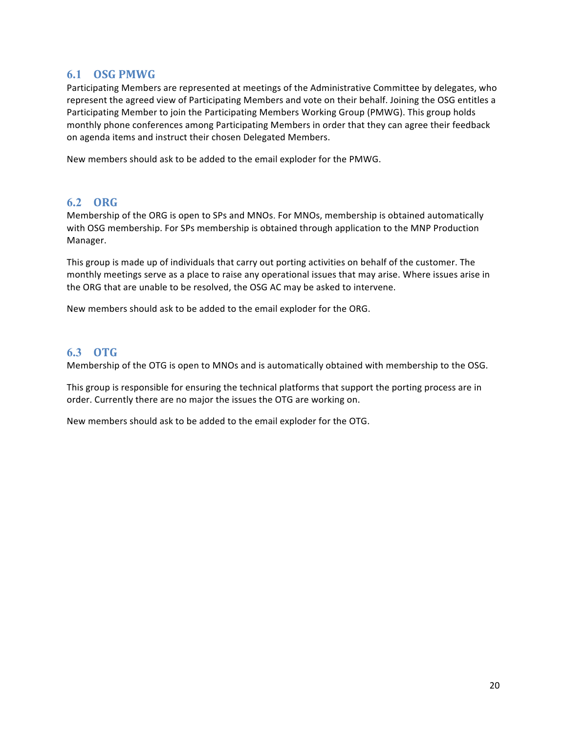## 6.1 OSG PMWG

Participating Members are represented at meetings of the Administrative Committee by delegates, who represent the agreed view of Participating Members and vote on their behalf. Joining the OSG entitles a Participating Member to join the Participating Members Working Group (PMWG). This group holds monthly phone conferences among Participating Members in order that they can agree their feedback on agenda items and instruct their chosen Delegated Members.

New members should ask to be added to the email exploder for the PMWG.

## 6.2 ORG

Membership of the ORG is open to SPs and MNOs. For MNOs, membership is obtained automatically with OSG membership. For SPs membership is obtained through application to the MNP Production Manager.

This group is made up of individuals that carry out porting activities on behalf of the customer. The monthly meetings serve as a place to raise any operational issues that may arise. Where issues arise in the ORG that are unable to be resolved, the OSG AC may be asked to intervene.

New members should ask to be added to the email exploder for the ORG.

## 6.3 OTG

Membership of the OTG is open to MNOs and is automatically obtained with membership to the OSG.

This group is responsible for ensuring the technical platforms that support the porting process are in order. Currently there are no major the issues the OTG are working on.

New members should ask to be added to the email exploder for the OTG.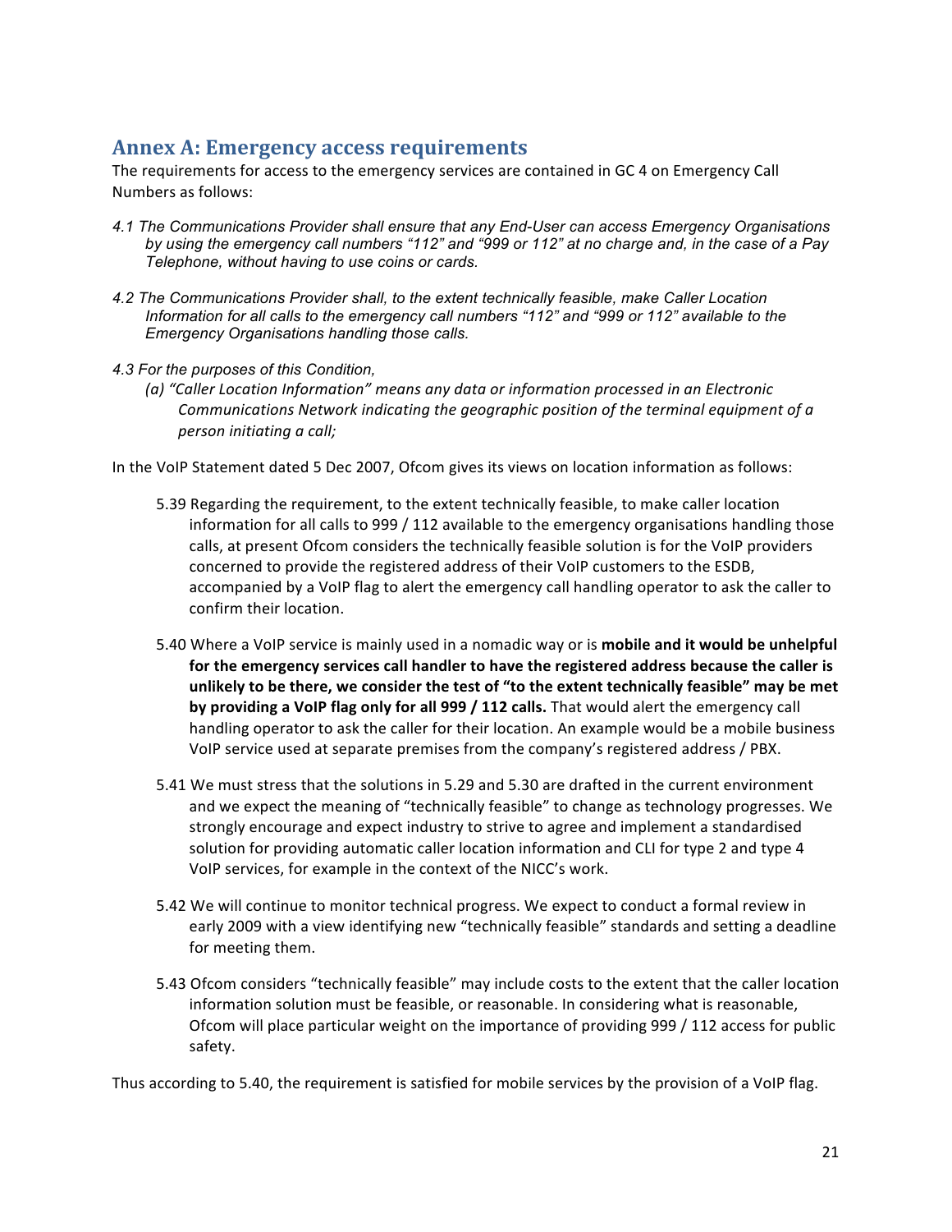## Annex A: Emergency access requirements

The requirements for access to the emergency services are contained in GC 4 on Emergency Call Numbers as follows:

*4.1 The Communications Provider shall ensure that any End-User can access Emergency Organisations by using the emergency call numbers "112" and "999 or 112" at no charge and, in the case of a Pay Telephone, without having to use coins or cards.*

*4.2 The Communications Provider shall, to the extent technically feasible, make Caller Location Information for all calls to the emergency call numbers "112" and "999 or 112" available to the Emergency Organisations handling those calls.*

*4.3 For the purposes of this Condition,*

*(a) "Caller Location Information" means any data or information processed in an Electronic Communications Network indicating the geographic position of the terminal equipment of a person initiating a call;*

In the VoIP Statement dated 5 Dec 2007, Ofcom gives its views on location information as follows:

5.39 Regarding the requirement, to the extent technically feasible, to make caller location information for all calls to 999 / 112 available to the emergency organisations handling those calls, at present Ofcom considers the technically feasible solution is for the VoIP providers concerned to provide the registered address of their VoIP customers to the ESDB, accompanied by a VoIP flag to alert the emergency call handling operator to ask the caller to confirm their location.

5.40 Where a VoIP service is mainly used in a nomadic way or is **mobile and it would be unhelpful for the emergency services call handler to have the registered address because the caller is unlikely to be there, we consider the test of "to the extent technically feasible" may be met by providing a VoIP flag only for all 999 / 112 calls.** That would alert the emergency call handling operator to ask the caller for their location. An example would be a mobile business VoIP service used at separate premises from the company's registered address / PBX.

5.41 We must stress that the solutions in 5.29 and 5.30 are drafted in the current environment and we expect the meaning of "technically feasible" to change as technology progresses. We strongly encourage and expect industry to strive to agree and implement a standardised solution for providing automatic caller location information and CLI for type 2 and type 4 VoIP services, for example in the context of the NICC's work.

5.42 We will continue to monitor technical progress. We expect to conduct a formal review in early 2009 with a view identifying new "technically feasible" standards and setting a deadline for meeting them.

5.43 Ofcom considers "technically feasible" may include costs to the extent that the caller location information solution must be feasible, or reasonable. In considering what is reasonable, Ofcom will place particular weight on the importance of providing 999 / 112 access for public safety.

Thus according to 5.40, the requirement is satisfied for mobile services by the provision of a VoIP flag.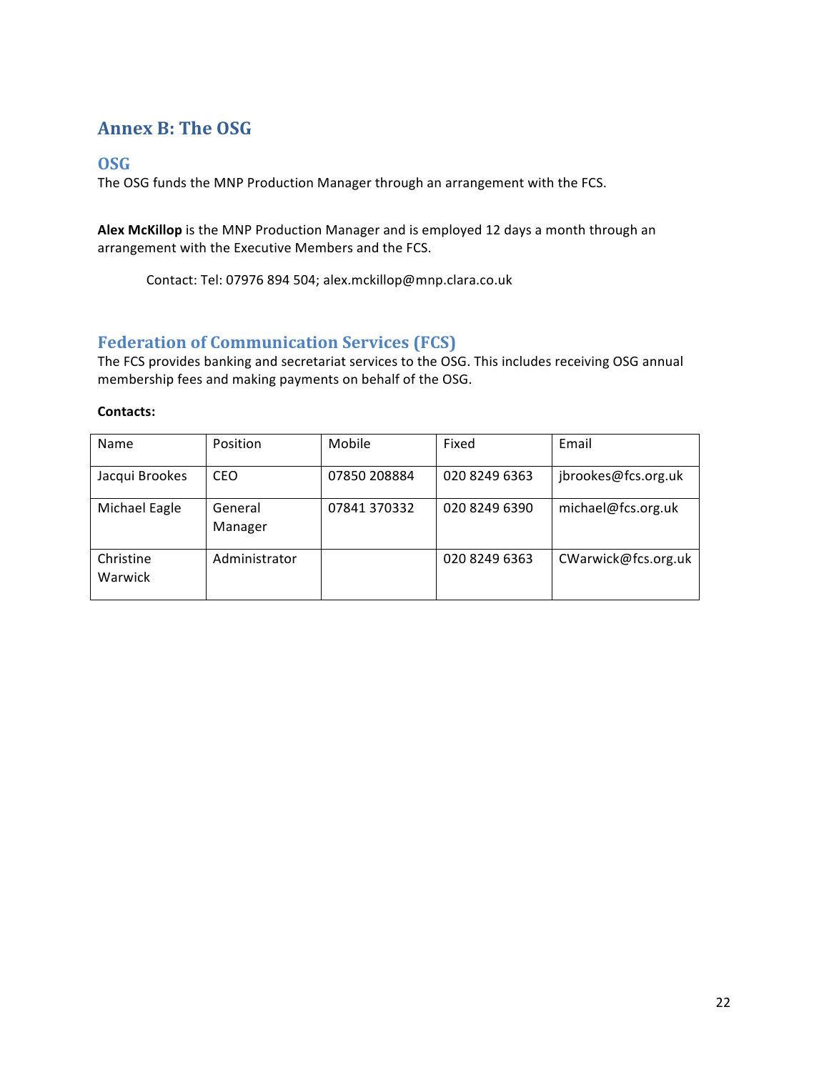# Annex B: The OSG

## OSG

The OSG funds the MNP Production Manager through an arrangement with the FCS.

**Alex McKillop** is the MNP Production Manager and is employed 12 days a month through an arrangement with the Executive Members and the FCS.

Contact: Tel: 07976 894 504; alex.mckillop@mnp.clara.co.uk

## Federation of Communication Services (FCS)

The FCS provides banking and secretariat services to the OSG. This includes receiving OSG annual membership fees and making payments on behalf of the OSG.

**Contacts:**

| Name | Position | Mobile | Fixed | Email |
|---|---|---|---|---|
| Jacqui Brookes | CEO | 07850 208884 | 020 8249 6363 | jbrookes@fcs.org.uk |
| Michael Eagle | General Manager | 07841 370332 | 020 8249 6390 | michael@fcs.org.uk |
| Christine Warwick | Administrator | | 020 8249 6363 | CWarwick@fcs.org.uk |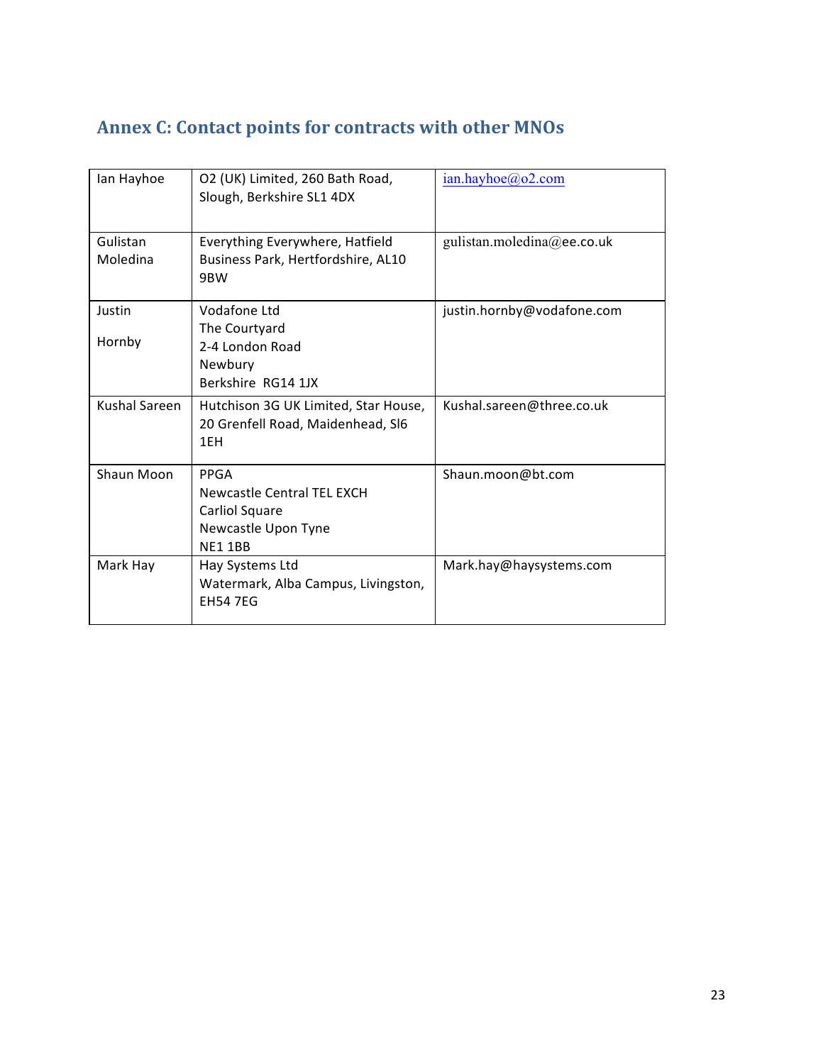## Annex C: Contact points for contracts with other MNOs

| | | |
|---|---|---|
| Ian Hayhoe | O2 (UK) Limited, 260 Bath Road, Slough, Berkshire SL1 4DX | ian.hayhoe@o2.com |
| Gulistan Moledina | Everything Everywhere, Hatfield Business Park, Hertfordshire, AL10 9BW | gulistan.moledina@ee.co.uk |
| Justin Hornby | Vodafone Ltd<br>The Courtyard<br>2-4 London Road<br>Newbury<br>Berkshire RG14 1JX | justin.hornby@vodafone.com |
| Kushal Sareen | Hutchison 3G UK Limited, Star House, 20 Grenfell Road, Maidenhead, Sl6 1EH | Kushal.sareen@three.co.uk |
| Shaun Moon | PPGA<br>Newcastle Central TEL EXCH<br>Carliol Square<br>Newcastle Upon Tyne<br>NE1 1BB | Shaun.moon@bt.com |
| Mark Hay | Hay Systems Ltd<br>Watermark, Alba Campus, Livingston, EH54 7EG | Mark.hay@haysystems.com |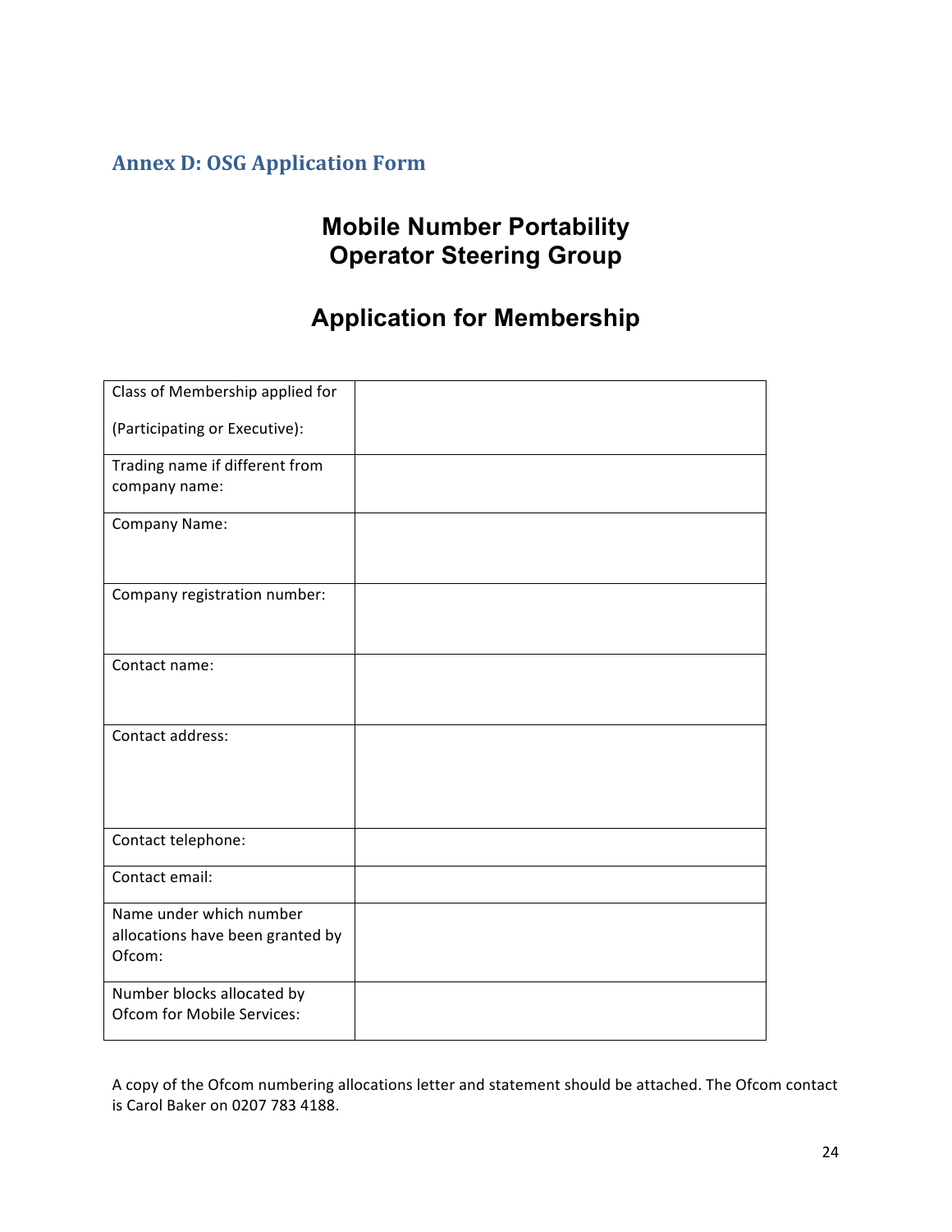## Annex D: OSG Application Form

# Mobile Number Portability Operator Steering Group

# Application for Membership

| Class of Membership applied for (Participating or Executive): | |
|---|---|
| Trading name if different from company name: | |
| Company Name: | |
| Company registration number: | |
| Contact name: | |
| Contact address: | |
| Contact telephone: | |
| Contact email: | |
| Name under which number allocations have been granted by Ofcom: | |
| Number blocks allocated by Ofcom for Mobile Services: | |

A copy of the Ofcom numbering allocations letter and statement should be attached. The Ofcom contact is Carol Baker on 0207 783 4188.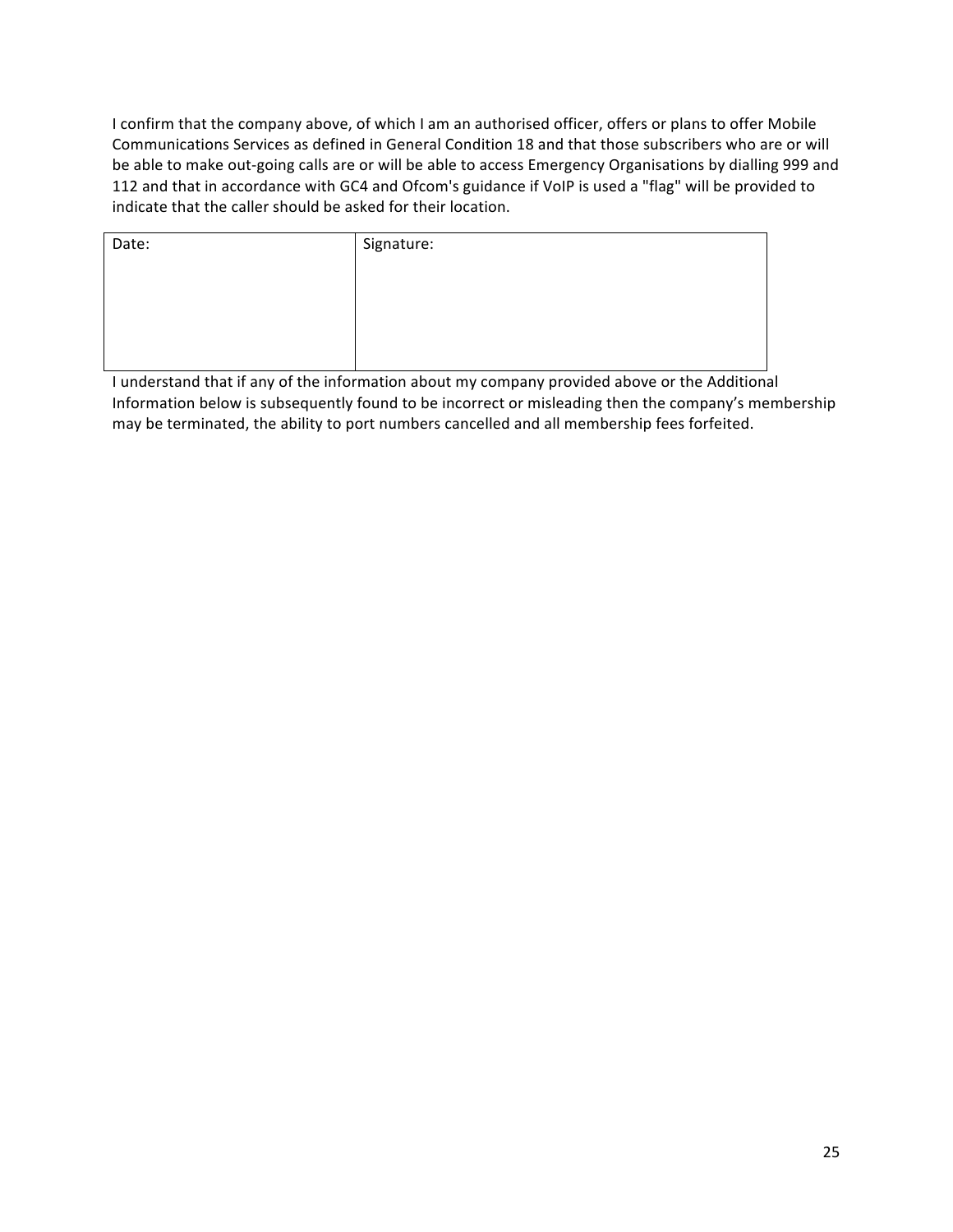I confirm that the company above, of which I am an authorised officer, offers or plans to offer Mobile Communications Services as defined in General Condition 18 and that those subscribers who are or will be able to make out-going calls are or will be able to access Emergency Organisations by dialling 999 and 112 and that in accordance with GC4 and Ofcom's guidance if VoIP is used a "flag" will be provided to indicate that the caller should be asked for their location.

| Date: | Signature: |
| --- | --- |
| | |

I understand that if any of the information about my company provided above or the Additional Information below is subsequently found to be incorrect or misleading then the company's membership may be terminated, the ability to port numbers cancelled and all membership fees forfeited.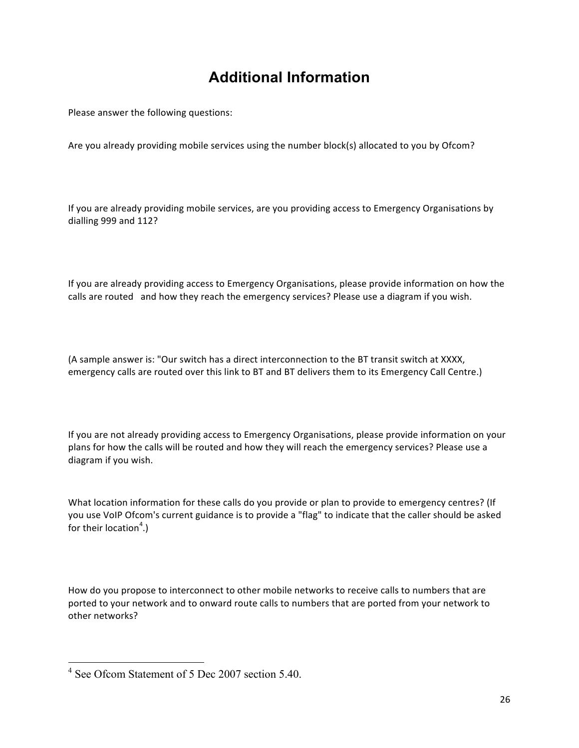# Additional Information

Please answer the following questions:

Are you already providing mobile services using the number block(s) allocated to you by Ofcom?

If you are already providing mobile services, are you providing access to Emergency Organisations by dialling 999 and 112?

If you are already providing access to Emergency Organisations, please provide information on how the calls are routed and how they reach the emergency services? Please use a diagram if you wish.

(A sample answer is: "Our switch has a direct interconnection to the BT transit switch at XXXX, emergency calls are routed over this link to BT and BT delivers them to its Emergency Call Centre.)

If you are not already providing access to Emergency Organisations, please provide information on your plans for how the calls will be routed and how they will reach the emergency services? Please use a diagram if you wish.

What location information for these calls do you provide or plan to provide to emergency centres? (If you use VoIP Ofcom's current guidance is to provide a "flag" to indicate that the caller should be asked for their location[4].)

How do you propose to interconnect to other mobile networks to receive calls to numbers that are ported to your network and to onward route calls to numbers that are ported from your network to other networks?

---

[4] See Ofcom Statement of 5 Dec 2007 section 5.40.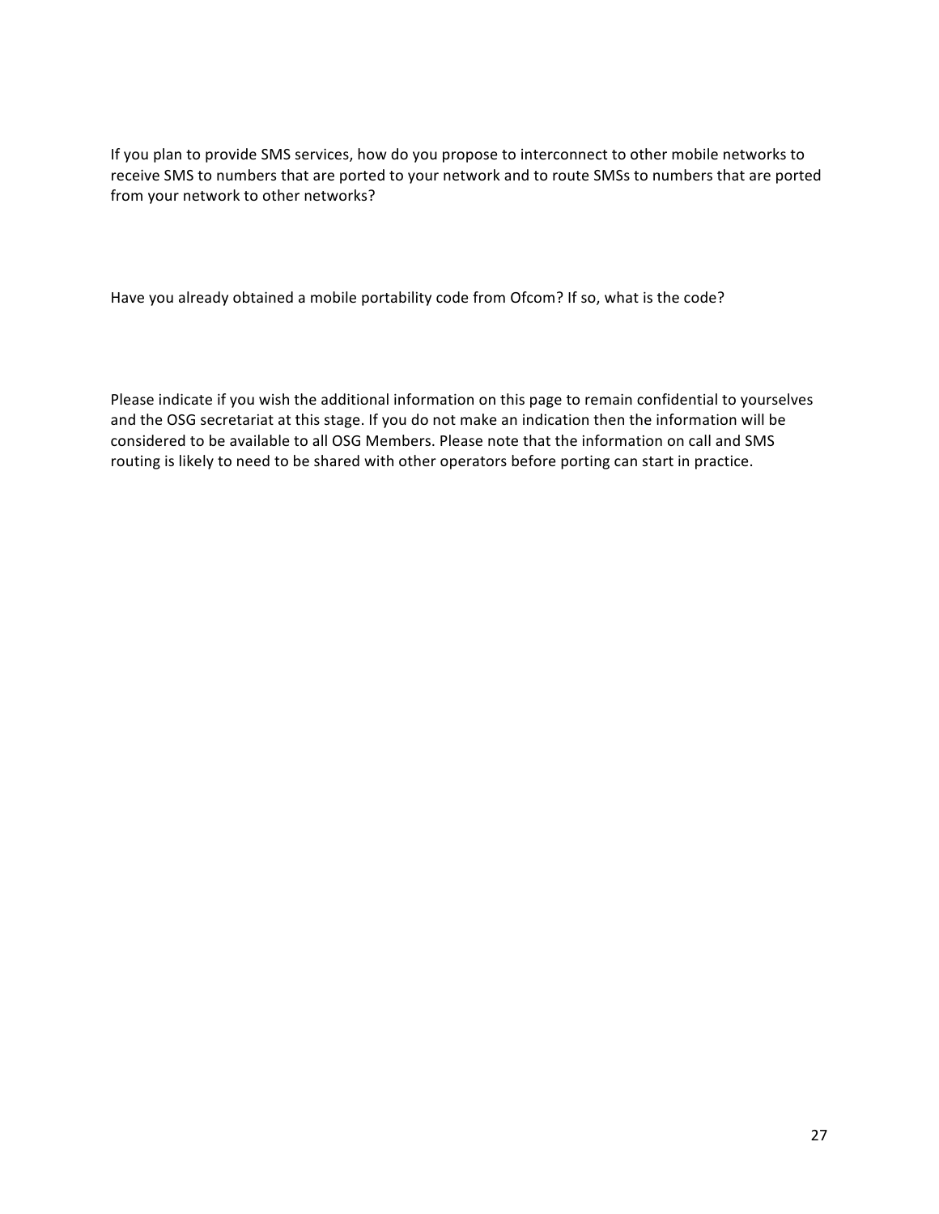If you plan to provide SMS services, how do you propose to interconnect to other mobile networks to receive SMS to numbers that are ported to your network and to route SMSs to numbers that are ported from your network to other networks?

Have you already obtained a mobile portability code from Ofcom? If so, what is the code?

Please indicate if you wish the additional information on this page to remain confidential to yourselves and the OSG secretariat at this stage. If you do not make an indication then the information will be considered to be available to all OSG Members. Please note that the information on call and SMS routing is likely to need to be shared with other operators before porting can start in practice.